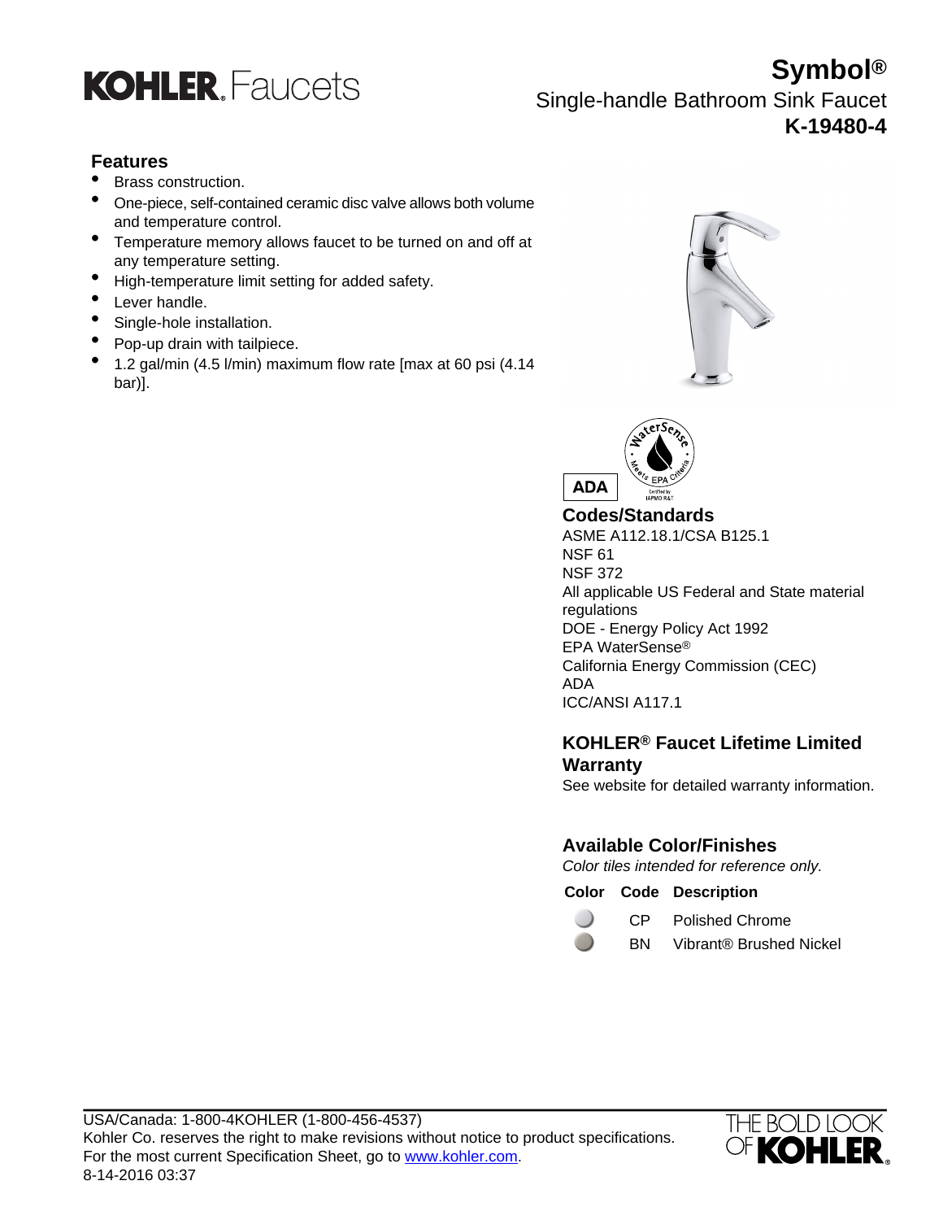# KOHLER. Faucets

## Symbol®

Single-handle Bathroom Sink Faucet

**K-19480-4**

### Features

- Brass construction.
- One-piece, self-contained ceramic disc valve allows both volume and temperature control.
- Temperature memory allows faucet to be turned on and off at any temperature setting.
- High-temperature limit setting for added safety.
- Lever handle.
- Single-hole installation.
- Pop-up drain with tailpiece.
- 1.2 gal/min (4.5 l/min) maximum flow rate [max at 60 psi (4.14 bar)].

ADA

### Codes/Standards

ASME A112.18.1/CSA B125.1
NSF 61
NSF 372
All applicable US Federal and State material regulations
DOE - Energy Policy Act 1992
EPA WaterSense®
California Energy Commission (CEC)
ADA
ICC/ANSI A117.1

### KOHLER® Faucet Lifetime Limited Warranty

See website for detailed warranty information.

### Available Color/Finishes

*Color tiles intended for reference only.*

| Color | Code | Description |
| --- | --- | --- |
| | CP | Polished Chrome |
| | BN | Vibrant® Brushed Nickel |

USA/Canada: 1-800-4KOHLER (1-800-456-4537)
Kohler Co. reserves the right to make revisions without notice to product specifications.
For the most current Specification Sheet, go to www.kohler.com.
8-14-2016 03:37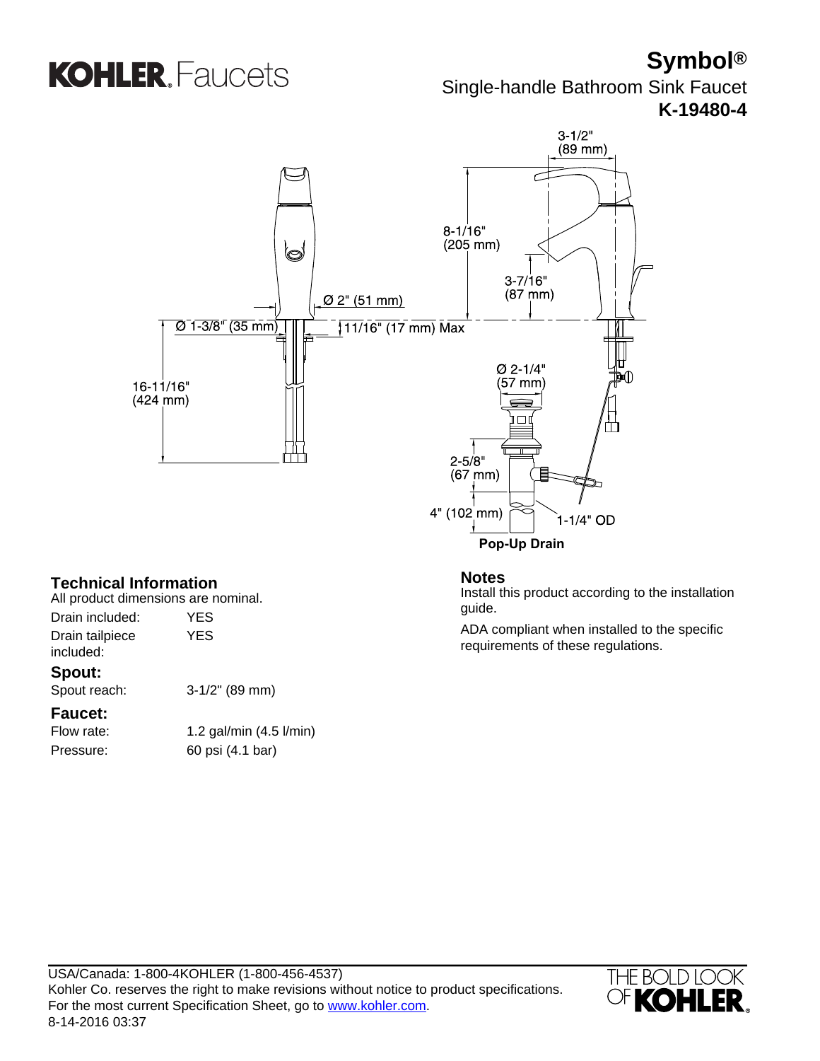# KOHLER Faucets

## Symbol®

Single-handle Bathroom Sink Faucet

**K-19480-4**

3-1/2"
(89 mm)

8-1/16"
(205 mm)

3-7/16"
(87 mm)

Ø 2" (51 mm)

Ø 1-3/8" (35 mm)

11/16" (17 mm) Max

16-11/16"
(424 mm)

Ø 2-1/4"
(57 mm)

2-5/8"
(67 mm)

4" (102 mm)

1-1/4" OD

**Pop-Up Drain**

### Technical Information

All product dimensions are nominal.

| | |
|---|---|
| Drain included: | YES |
| Drain tailpiece included: | YES |

**Spout:**

| | |
|---|---|
| Spout reach: | 3-1/2" (89 mm) |

**Faucet:**

| | |
|---|---|
| Flow rate: | 1.2 gal/min (4.5 l/min) |
| Pressure: | 60 psi (4.1 bar) |

### Notes

Install this product according to the installation guide.

ADA compliant when installed to the specific requirements of these regulations.

USA/Canada: 1-800-4KOHLER (1-800-456-4537)
Kohler Co. reserves the right to make revisions without notice to product specifications.
For the most current Specification Sheet, go to www.kohler.com.
8-14-2016 03:37

THE BOLD LOOK OF KOHLER.